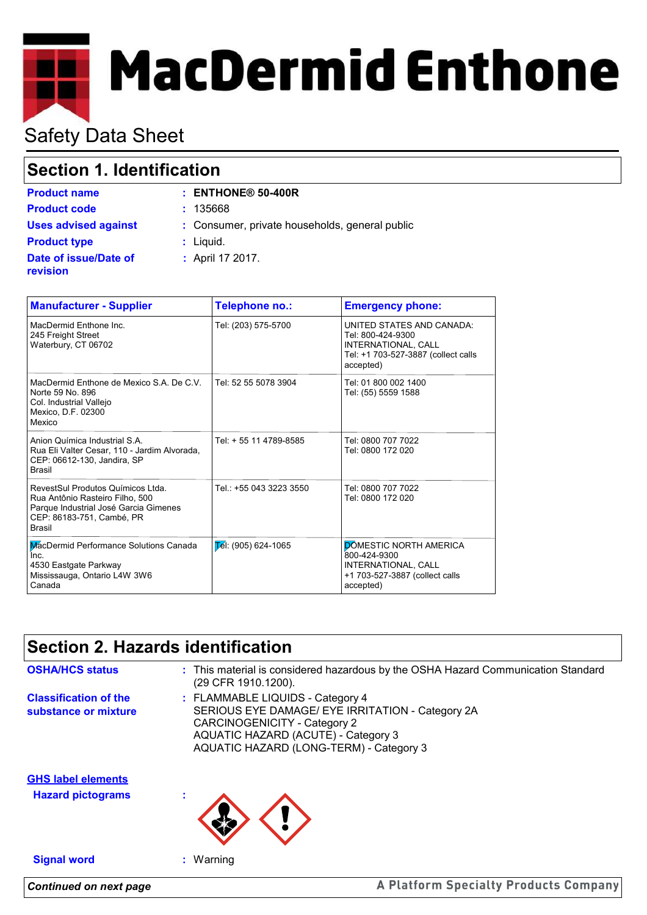# MacDermid Enthone

## Safety Data Sheet

## Section 1. Identification

**Product name** : **ENTHONE® 50-400R**

**Product code** : 135668

**Uses advised against** : Consumer, private households, general public

**Product type** : Liquid.

**Date of issue/Date of revision** : April 17 2017.

| Manufacturer - Supplier | Telephone no.: | Emergency phone: |
|---|---|---|
| MacDermid Enthone Inc.<br>245 Freight Street<br>Waterbury, CT 06702 | Tel: (203) 575-5700 | UNITED STATES AND CANADA:<br>Tel: 800-424-9300<br>INTERNATIONAL, CALL<br>Tel: +1 703-527-3887 (collect calls accepted) |
| MacDermid Enthone de Mexico S.A. De C.V.<br>Norte 59 No. 896<br>Col. Industrial Vallejo<br>Mexico, D.F. 02300<br>Mexico | Tel: 52 55 5078 3904 | Tel: 01 800 002 1400<br>Tel: (55) 5559 1588 |
| Anion Química Industrial S.A.<br>Rua Eli Valter Cesar, 110 - Jardim Alvorada,<br>CEP: 06612-130, Jandira, SP<br>Brasil | Tel: + 55 11 4789-8585 | Tel: 0800 707 7022<br>Tel: 0800 172 020 |
| RevestSul Produtos Químicos Ltda.<br>Rua Antônio Rasteiro Filho, 500<br>Parque Industrial José Garcia Gimenes<br>CEP: 86183-751, Cambé, PR<br>Brasil | Tel.: +55 043 3223 3550 | Tel: 0800 707 7022<br>Tel: 0800 172 020 |
| MacDermid Performance Solutions Canada Inc.<br>4530 Eastgate Parkway<br>Mississauga, Ontario L4W 3W6<br>Canada | Tel: (905) 624-1065 | DOMESTIC NORTH AMERICA<br>800-424-9300<br>INTERNATIONAL, CALL<br>+1 703-527-3887 (collect calls accepted) |

## Section 2. Hazards identification

**OSHA/HCS status** : This material is considered hazardous by the OSHA Hazard Communication Standard (29 CFR 1910.1200).

**Classification of the substance or mixture** : FLAMMABLE LIQUIDS - Category 4
SERIOUS EYE DAMAGE/ EYE IRRITATION - Category 2A
CARCINOGENICITY - Category 2
AQUATIC HAZARD (ACUTE) - Category 3
AQUATIC HAZARD (LONG-TERM) - Category 3

**GHS label elements**

**Hazard pictograms** :

**Signal word** : Warning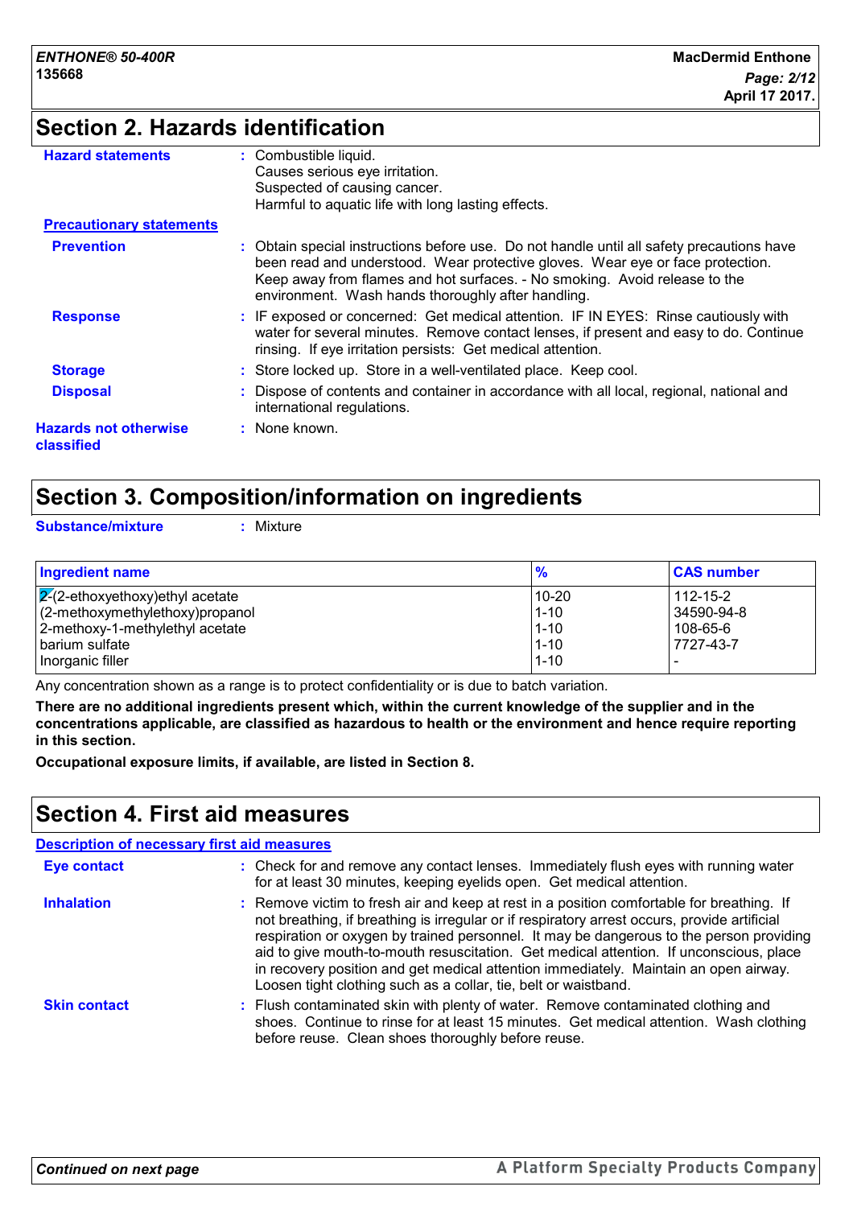## Section 2. Hazards identification

**Hazard statements** : Combustible liquid.
Causes serious eye irritation.
Suspected of causing cancer.
Harmful to aquatic life with long lasting effects.

**Precautionary statements**

**Prevention** : Obtain special instructions before use. Do not handle until all safety precautions have been read and understood. Wear protective gloves. Wear eye or face protection. Keep away from flames and hot surfaces. - No smoking. Avoid release to the environment. Wash hands thoroughly after handling.

**Response** : IF exposed or concerned: Get medical attention. IF IN EYES: Rinse cautiously with water for several minutes. Remove contact lenses, if present and easy to do. Continue rinsing. If eye irritation persists: Get medical attention.

**Storage** : Store locked up. Store in a well-ventilated place. Keep cool.

**Disposal** : Dispose of contents and container in accordance with all local, regional, national and international regulations.

**Hazards not otherwise classified** : None known.

## Section 3. Composition/information on ingredients

**Substance/mixture** : Mixture

| Ingredient name | % | CAS number |
|---|---|---|
| 2-(2-ethoxyethoxy)ethyl acetate | 10-20 | 112-15-2 |
| (2-methoxymethylethoxy)propanol | 1-10 | 34590-94-8 |
| 2-methoxy-1-methylethyl acetate | 1-10 | 108-65-6 |
| barium sulfate | 1-10 | 7727-43-7 |
| Inorganic filler | 1-10 | - |

Any concentration shown as a range is to protect confidentiality or is due to batch variation.

**There are no additional ingredients present which, within the current knowledge of the supplier and in the concentrations applicable, are classified as hazardous to health or the environment and hence require reporting in this section.**

**Occupational exposure limits, if available, are listed in Section 8.**

## Section 4. First aid measures

**Description of necessary first aid measures**

**Eye contact** : Check for and remove any contact lenses. Immediately flush eyes with running water for at least 30 minutes, keeping eyelids open. Get medical attention.

**Inhalation** : Remove victim to fresh air and keep at rest in a position comfortable for breathing. If not breathing, if breathing is irregular or if respiratory arrest occurs, provide artificial respiration or oxygen by trained personnel. It may be dangerous to the person providing aid to give mouth-to-mouth resuscitation. Get medical attention. If unconscious, place in recovery position and get medical attention immediately. Maintain an open airway. Loosen tight clothing such as a collar, tie, belt or waistband.

**Skin contact** : Flush contaminated skin with plenty of water. Remove contaminated clothing and shoes. Continue to rinse for at least 15 minutes. Get medical attention. Wash clothing before reuse. Clean shoes thoroughly before reuse.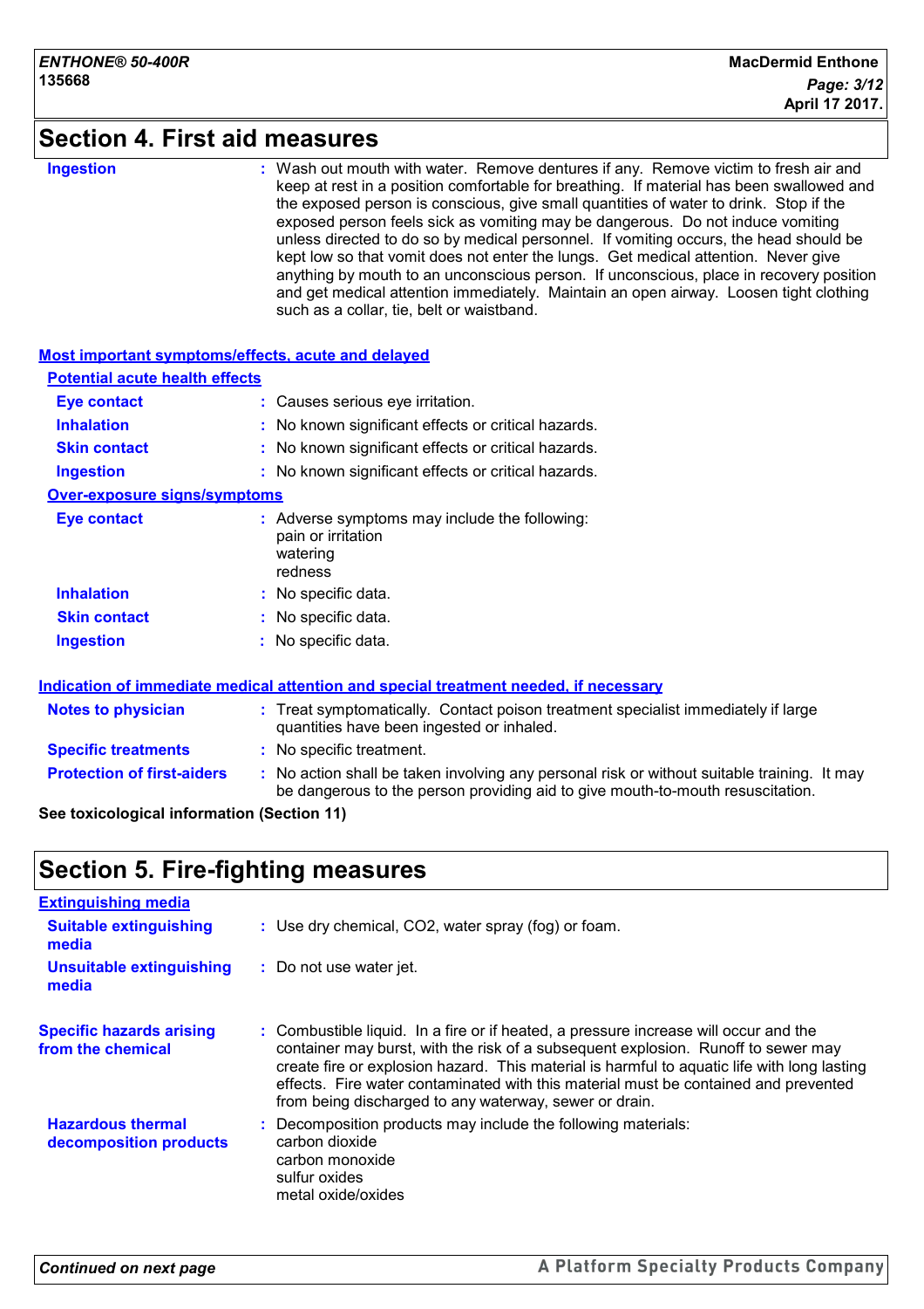## Section 4. First aid measures

**Ingestion** : Wash out mouth with water. Remove dentures if any. Remove victim to fresh air and keep at rest in a position comfortable for breathing. If material has been swallowed and the exposed person is conscious, give small quantities of water to drink. Stop if the exposed person feels sick as vomiting may be dangerous. Do not induce vomiting unless directed to do so by medical personnel. If vomiting occurs, the head should be kept low so that vomit does not enter the lungs. Get medical attention. Never give anything by mouth to an unconscious person. If unconscious, place in recovery position and get medical attention immediately. Maintain an open airway. Loosen tight clothing such as a collar, tie, belt or waistband.

### Most important symptoms/effects, acute and delayed

#### Potential acute health effects

**Eye contact** : Causes serious eye irritation.

**Inhalation** : No known significant effects or critical hazards.

**Skin contact** : No known significant effects or critical hazards.

**Ingestion** : No known significant effects or critical hazards.

#### Over-exposure signs/symptoms

**Eye contact** : Adverse symptoms may include the following:
pain or irritation
watering
redness

**Inhalation** : No specific data.

**Skin contact** : No specific data.

**Ingestion** : No specific data.

### Indication of immediate medical attention and special treatment needed, if necessary

**Notes to physician** : Treat symptomatically. Contact poison treatment specialist immediately if large quantities have been ingested or inhaled.

**Specific treatments** : No specific treatment.

**Protection of first-aiders** : No action shall be taken involving any personal risk or without suitable training. It may be dangerous to the person providing aid to give mouth-to-mouth resuscitation.

**See toxicological information (Section 11)**

## Section 5. Fire-fighting measures

### Extinguishing media

**Suitable extinguishing media** : Use dry chemical, $CO_2$, water spray (fog) or foam.

**Unsuitable extinguishing media** : Do not use water jet.

**Specific hazards arising from the chemical** : Combustible liquid. In a fire or if heated, a pressure increase will occur and the container may burst, with the risk of a subsequent explosion. Runoff to sewer may create fire or explosion hazard. This material is harmful to aquatic life with long lasting effects. Fire water contaminated with this material must be contained and prevented from being discharged to any waterway, sewer or drain.

**Hazardous thermal decomposition products** : Decomposition products may include the following materials:
carbon dioxide
carbon monoxide
sulfur oxides
metal oxide/oxides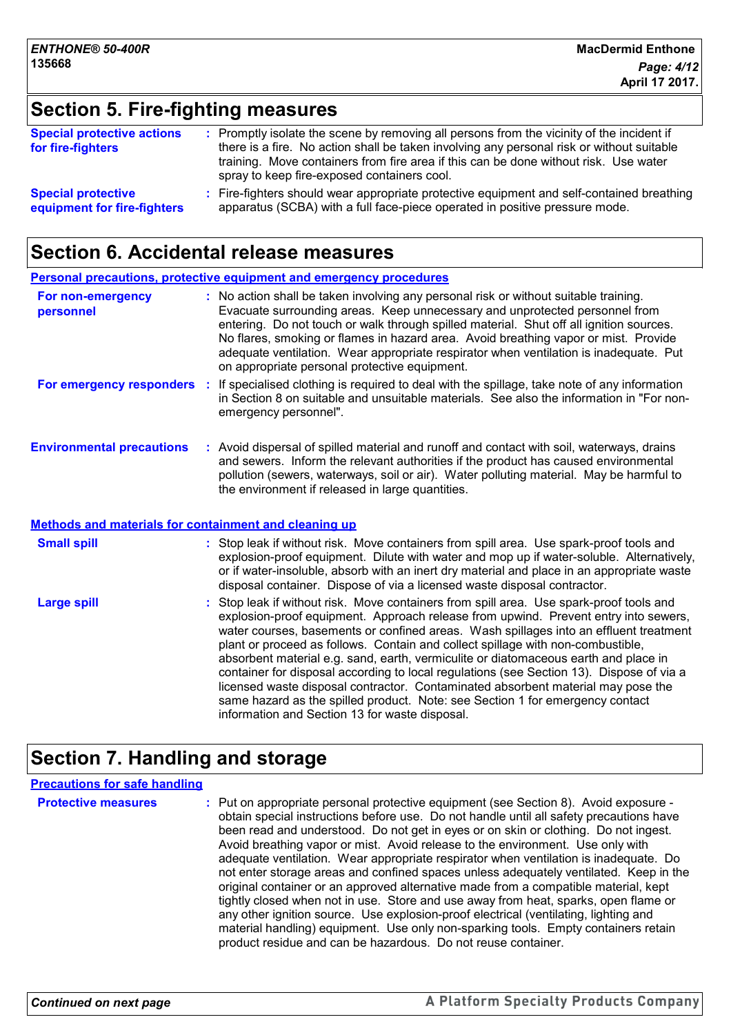## Section 5. Fire-fighting measures

**Special protective actions for fire-fighters** : Promptly isolate the scene by removing all persons from the vicinity of the incident if there is a fire. No action shall be taken involving any personal risk or without suitable training. Move containers from fire area if this can be done without risk. Use water spray to keep fire-exposed containers cool.

**Special protective equipment for fire-fighters** : Fire-fighters should wear appropriate protective equipment and self-contained breathing apparatus (SCBA) with a full face-piece operated in positive pressure mode.

## Section 6. Accidental release measures

### Personal precautions, protective equipment and emergency procedures

**For non-emergency personnel** : No action shall be taken involving any personal risk or without suitable training. Evacuate surrounding areas. Keep unnecessary and unprotected personnel from entering. Do not touch or walk through spilled material. Shut off all ignition sources. No flares, smoking or flames in hazard area. Avoid breathing vapor or mist. Provide adequate ventilation. Wear appropriate respirator when ventilation is inadequate. Put on appropriate personal protective equipment.

**For emergency responders** : If specialised clothing is required to deal with the spillage, take note of any information in Section 8 on suitable and unsuitable materials. See also the information in "For non-emergency personnel".

**Environmental precautions** : Avoid dispersal of spilled material and runoff and contact with soil, waterways, drains and sewers. Inform the relevant authorities if the product has caused environmental pollution (sewers, waterways, soil or air). Water polluting material. May be harmful to the environment if released in large quantities.

### Methods and materials for containment and cleaning up

**Small spill** : Stop leak if without risk. Move containers from spill area. Use spark-proof tools and explosion-proof equipment. Dilute with water and mop up if water-soluble. Alternatively, or if water-insoluble, absorb with an inert dry material and place in an appropriate waste disposal container. Dispose of via a licensed waste disposal contractor.

**Large spill** : Stop leak if without risk. Move containers from spill area. Use spark-proof tools and explosion-proof equipment. Approach release from upwind. Prevent entry into sewers, water courses, basements or confined areas. Wash spillages into an effluent treatment plant or proceed as follows. Contain and collect spillage with non-combustible, absorbent material e.g. sand, earth, vermiculite or diatomaceous earth and place in container for disposal according to local regulations (see Section 13). Dispose of via a licensed waste disposal contractor. Contaminated absorbent material may pose the same hazard as the spilled product. Note: see Section 1 for emergency contact information and Section 13 for waste disposal.

## Section 7. Handling and storage

### Precautions for safe handling

**Protective measures** : Put on appropriate personal protective equipment (see Section 8). Avoid exposure - obtain special instructions before use. Do not handle until all safety precautions have been read and understood. Do not get in eyes or on skin or clothing. Do not ingest. Avoid breathing vapor or mist. Avoid release to the environment. Use only with adequate ventilation. Wear appropriate respirator when ventilation is inadequate. Do not enter storage areas and confined spaces unless adequately ventilated. Keep in the original container or an approved alternative made from a compatible material, kept tightly closed when not in use. Store and use away from heat, sparks, open flame or any other ignition source. Use explosion-proof electrical (ventilating, lighting and material handling) equipment. Use only non-sparking tools. Empty containers retain product residue and can be hazardous. Do not reuse container.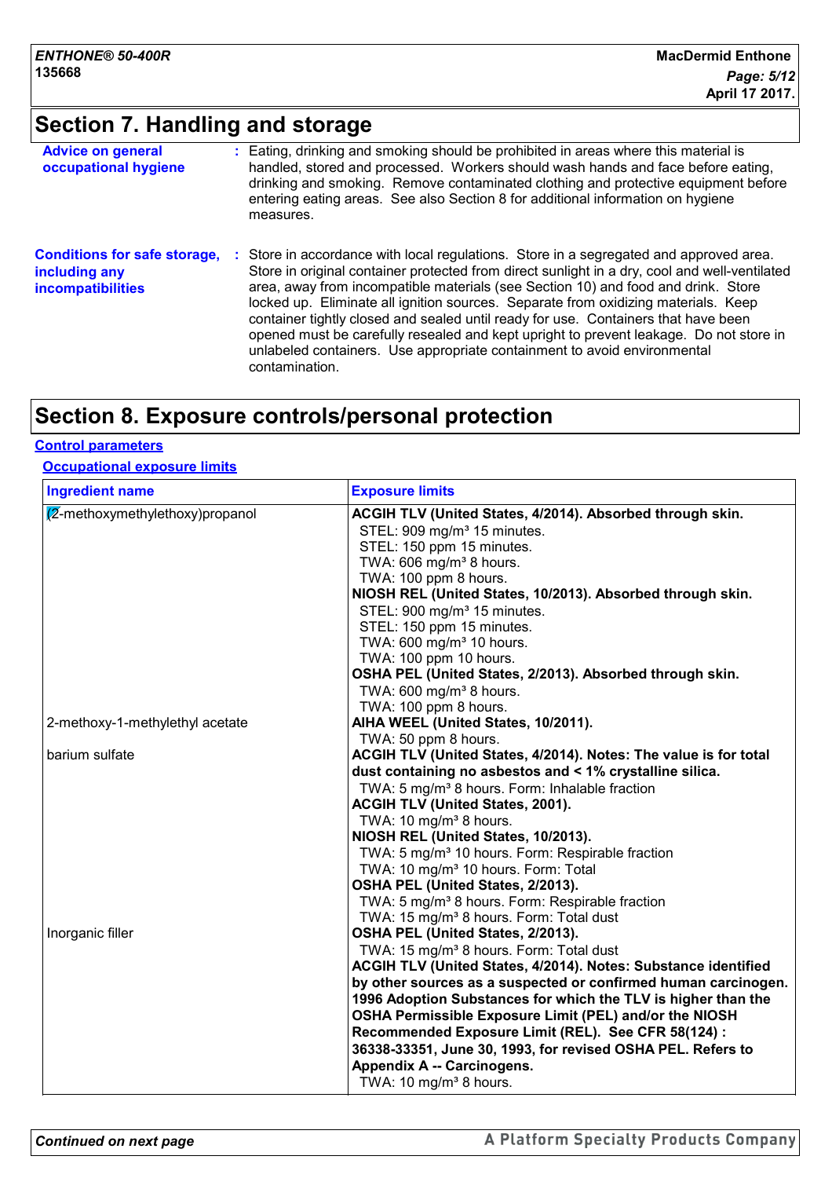## Section 7. Handling and storage

**Advice on general occupational hygiene** : Eating, drinking and smoking should be prohibited in areas where this material is handled, stored and processed. Workers should wash hands and face before eating, drinking and smoking. Remove contaminated clothing and protective equipment before entering eating areas. See also Section 8 for additional information on hygiene measures.

**Conditions for safe storage, including any incompatibilities** : Store in accordance with local regulations. Store in a segregated and approved area. Store in original container protected from direct sunlight in a dry, cool and well-ventilated area, away from incompatible materials (see Section 10) and food and drink. Store locked up. Eliminate all ignition sources. Separate from oxidizing materials. Keep container tightly closed and sealed until ready for use. Containers that have been opened must be carefully resealed and kept upright to prevent leakage. Do not store in unlabeled containers. Use appropriate containment to avoid environmental contamination.

## Section 8. Exposure controls/personal protection

### Control parameters

#### Occupational exposure limits

| Ingredient name | Exposure limits |
|---|---|
| (2-methoxymethylethoxy)propanol | **ACGIH TLV (United States, 4/2014). Absorbed through skin.**<br>STEL: 909 mg/m³ 15 minutes.<br>STEL: 150 ppm 15 minutes.<br>TWA: 606 mg/m³ 8 hours.<br>TWA: 100 ppm 8 hours.<br>**NIOSH REL (United States, 10/2013). Absorbed through skin.**<br>STEL: 900 mg/m³ 15 minutes.<br>STEL: 150 ppm 15 minutes.<br>TWA: 600 mg/m³ 10 hours.<br>TWA: 100 ppm 10 hours.<br>**OSHA PEL (United States, 2/2013). Absorbed through skin.**<br>TWA: 600 mg/m³ 8 hours.<br>TWA: 100 ppm 8 hours. |
| 2-methoxy-1-methylethyl acetate | **AIHA WEEL (United States, 10/2011).**<br>TWA: 50 ppm 8 hours. |
| barium sulfate | **ACGIH TLV (United States, 4/2014). Notes: The value is for total dust containing no asbestos and < 1% crystalline silica.**<br>TWA: 5 mg/m³ 8 hours. Form: Inhalable fraction<br>**ACGIH TLV (United States, 2001).**<br>TWA: 10 mg/m³ 8 hours.<br>**NIOSH REL (United States, 10/2013).**<br>TWA: 5 mg/m³ 10 hours. Form: Respirable fraction<br>TWA: 10 mg/m³ 10 hours. Form: Total<br>**OSHA PEL (United States, 2/2013).**<br>TWA: 5 mg/m³ 8 hours. Form: Respirable fraction<br>TWA: 15 mg/m³ 8 hours. Form: Total dust |
| Inorganic filler | **OSHA PEL (United States, 2/2013).**<br>TWA: 15 mg/m³ 8 hours. Form: Total dust<br>**ACGIH TLV (United States, 4/2014). Notes: Substance identified by other sources as a suspected or confirmed human carcinogen. 1996 Adoption Substances for which the TLV is higher than the OSHA Permissible Exposure Limit (PEL) and/or the NIOSH Recommended Exposure Limit (REL). See CFR 58(124) : 36338-33351, June 30, 1993, for revised OSHA PEL. Refers to Appendix A -- Carcinogens.**<br>TWA: 10 mg/m³ 8 hours. |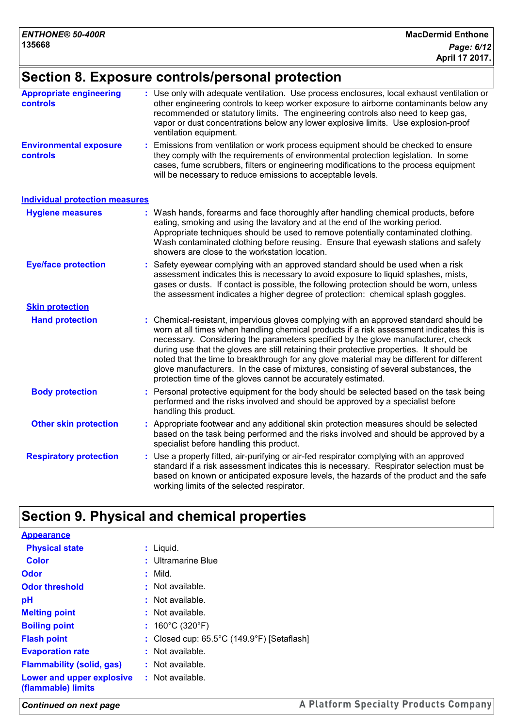## Section 8. Exposure controls/personal protection

**Appropriate engineering controls** : Use only with adequate ventilation. Use process enclosures, local exhaust ventilation or other engineering controls to keep worker exposure to airborne contaminants below any recommended or statutory limits. The engineering controls also need to keep gas, vapor or dust concentrations below any lower explosive limits. Use explosion-proof ventilation equipment.

**Environmental exposure controls** : Emissions from ventilation or work process equipment should be checked to ensure they comply with the requirements of environmental protection legislation. In some cases, fume scrubbers, filters or engineering modifications to the process equipment will be necessary to reduce emissions to acceptable levels.

### Individual protection measures

**Hygiene measures** : Wash hands, forearms and face thoroughly after handling chemical products, before eating, smoking and using the lavatory and at the end of the working period. Appropriate techniques should be used to remove potentially contaminated clothing. Wash contaminated clothing before reusing. Ensure that eyewash stations and safety showers are close to the workstation location.

**Eye/face protection** : Safety eyewear complying with an approved standard should be used when a risk assessment indicates this is necessary to avoid exposure to liquid splashes, mists, gases or dusts. If contact is possible, the following protection should be worn, unless the assessment indicates a higher degree of protection: chemical splash goggles.

**Skin protection**

**Hand protection** : Chemical-resistant, impervious gloves complying with an approved standard should be worn at all times when handling chemical products if a risk assessment indicates this is necessary. Considering the parameters specified by the glove manufacturer, check during use that the gloves are still retaining their protective properties. It should be noted that the time to breakthrough for any glove material may be different for different glove manufacturers. In the case of mixtures, consisting of several substances, the protection time of the gloves cannot be accurately estimated.

**Body protection** : Personal protective equipment for the body should be selected based on the task being performed and the risks involved and should be approved by a specialist before handling this product.

**Other skin protection** : Appropriate footwear and any additional skin protection measures should be selected based on the task being performed and the risks involved and should be approved by a specialist before handling this product.

**Respiratory protection** : Use a properly fitted, air-purifying or air-fed respirator complying with an approved standard if a risk assessment indicates this is necessary. Respirator selection must be based on known or anticipated exposure levels, the hazards of the product and the safe working limits of the selected respirator.

## Section 9. Physical and chemical properties

**Appearance**

**Physical state** : Liquid.

**Color** : Ultramarine Blue

**Odor** : Mild.

**Odor threshold** : Not available.

**pH** : Not available.

**Melting point** : Not available.

**Boiling point** : 160°C (320°F)

**Flash point** : Closed cup: 65.5°C (149.9°F) [Setaflash]

**Evaporation rate** : Not available.

**Flammability (solid, gas)** : Not available.

**Lower and upper explosive (flammable) limits** : Not available.

*Continued on next page*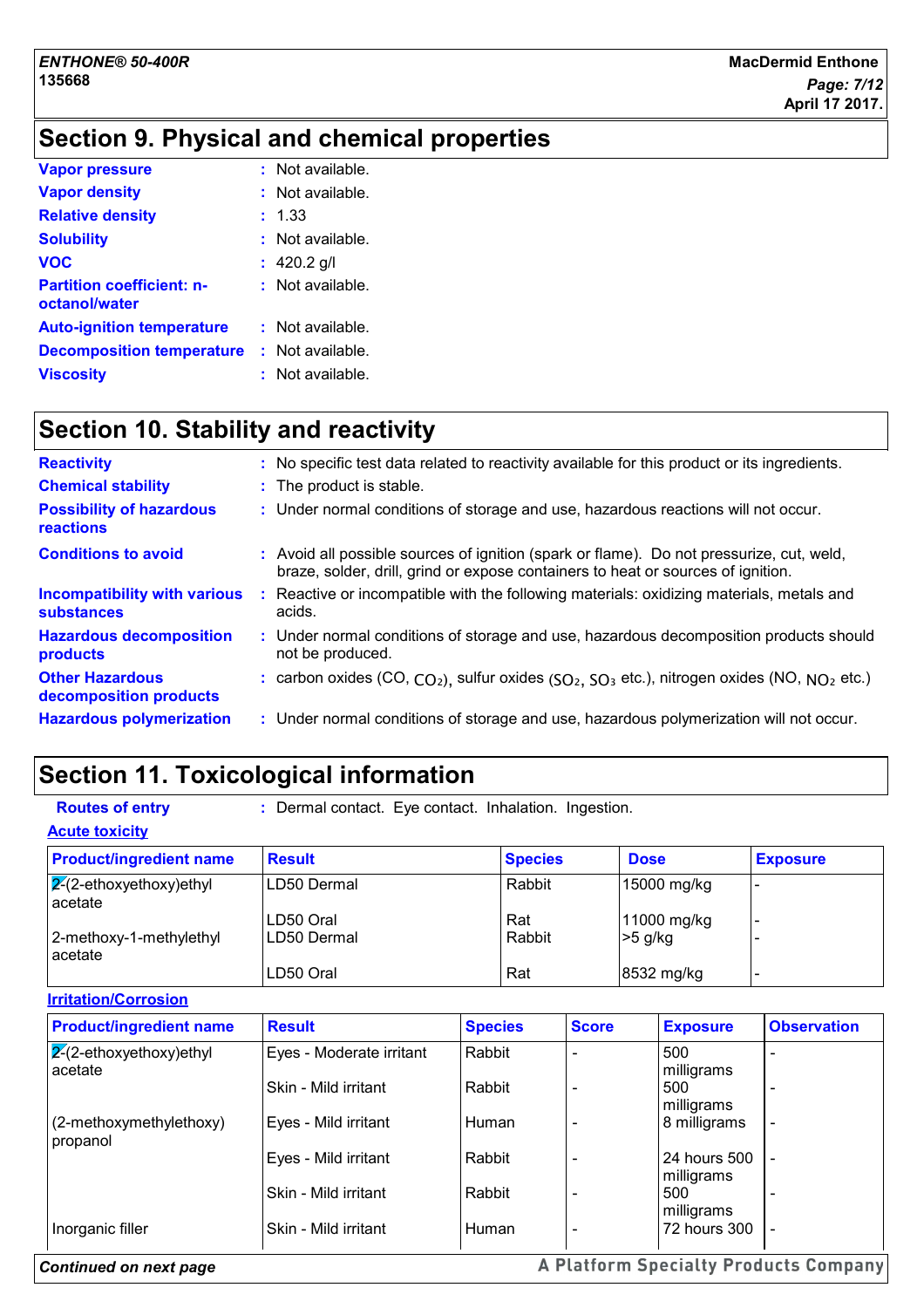## Section 9. Physical and chemical properties

**Vapor pressure** : Not available.

**Vapor density** : Not available.

**Relative density** : 1.33

**Solubility** : Not available.

**VOC** : 420.2 g/l

**Partition coefficient: n-octanol/water** : Not available.

**Auto-ignition temperature** : Not available.

**Decomposition temperature** : Not available.

**Viscosity** : Not available.

## Section 10. Stability and reactivity

**Reactivity** : No specific test data related to reactivity available for this product or its ingredients.

**Chemical stability** : The product is stable.

**Possibility of hazardous reactions** : Under normal conditions of storage and use, hazardous reactions will not occur.

**Conditions to avoid** : Avoid all possible sources of ignition (spark or flame). Do not pressurize, cut, weld, braze, solder, drill, grind or expose containers to heat or sources of ignition.

**Incompatibility with various substances** : Reactive or incompatible with the following materials: oxidizing materials, metals and acids.

**Hazardous decomposition products** : Under normal conditions of storage and use, hazardous decomposition products should not be produced.

**Other Hazardous decomposition products** : carbon oxides (CO, $CO_2$), sulfur oxides ($SO_2$, $SO_3$ etc.), nitrogen oxides (NO, $NO_2$ etc.)

**Hazardous polymerization** : Under normal conditions of storage and use, hazardous polymerization will not occur.

## Section 11. Toxicological information

**Routes of entry** : Dermal contact. Eye contact. Inhalation. Ingestion.

**Acute toxicity**

| Product/ingredient name | Result | Species | Dose | Exposure |
|---|---|---|---|---|
| 2-(2-ethoxyethoxy)ethyl acetate | LD50 Dermal | Rabbit | 15000 mg/kg | - |
| | LD50 Oral | Rat | 11000 mg/kg | - |
| 2-methoxy-1-methylethyl acetate | LD50 Dermal | Rabbit | >5 g/kg | - |
| | LD50 Oral | Rat | 8532 mg/kg | - |

**Irritation/Corrosion**

| Product/ingredient name | Result | Species | Score | Exposure | Observation |
|---|---|---|---|---|---|
| 2-(2-ethoxyethoxy)ethyl acetate | Eyes - Moderate irritant | Rabbit | - | 500 milligrams | - |
| | Skin - Mild irritant | Rabbit | - | 500 milligrams | - |
| (2-methoxymethylethoxy) propanol | Eyes - Mild irritant | Human | - | 8 milligrams | - |
| | Eyes - Mild irritant | Rabbit | - | 24 hours 500 milligrams | - |
| | Skin - Mild irritant | Rabbit | - | 500 milligrams | - |
| Inorganic filler | Skin - Mild irritant | Human | - | 72 hours 300 | - |

*Continued on next page*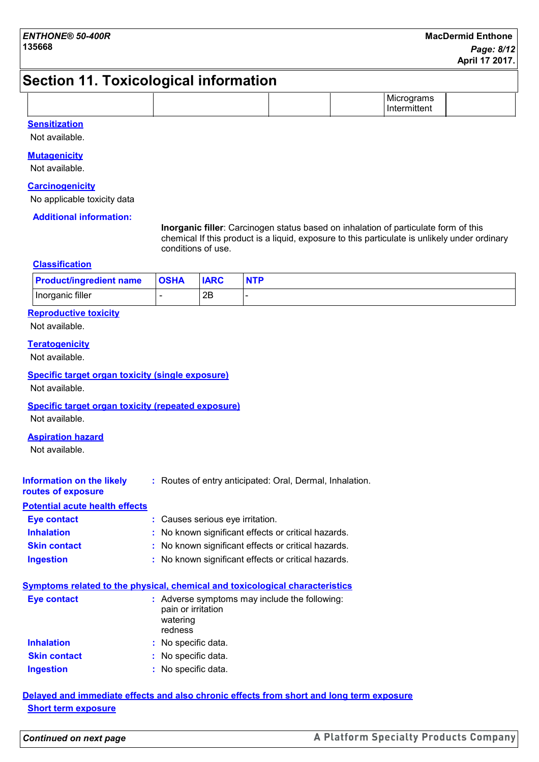## Section 11. Toxicological information

| | | | | | |
|---|---|---|---|---|---|
| | | | | Micrograms Intermittent | |

**Sensitization**

Not available.

**Mutagenicity**

Not available.

**Carcinogenicity**

No applicable toxicity data

**Additional information:**

**Inorganic filler**: Carcinogen status based on inhalation of particulate form of this chemical If this product is a liquid, exposure to this particulate is unlikely under ordinary conditions of use.

**Classification**

| Product/ingredient name | OSHA | IARC | NTP |
|---|---|---|---|
| Inorganic filler | - | 2B | - |

**Reproductive toxicity**

Not available.

**Teratogenicity**

Not available.

**Specific target organ toxicity (single exposure)**

Not available.

**Specific target organ toxicity (repeated exposure)**

Not available.

**Aspiration hazard**

Not available.

**Information on the likely routes of exposure** : Routes of entry anticipated: Oral, Dermal, Inhalation.

**Potential acute health effects**

**Eye contact** : Causes serious eye irritation.
**Inhalation** : No known significant effects or critical hazards.
**Skin contact** : No known significant effects or critical hazards.
**Ingestion** : No known significant effects or critical hazards.

**Symptoms related to the physical, chemical and toxicological characteristics**

**Eye contact** : Adverse symptoms may include the following:
pain or irritation
watering
redness

**Inhalation** : No specific data.
**Skin contact** : No specific data.
**Ingestion** : No specific data.

**Delayed and immediate effects and also chronic effects from short and long term exposure**

**Short term exposure**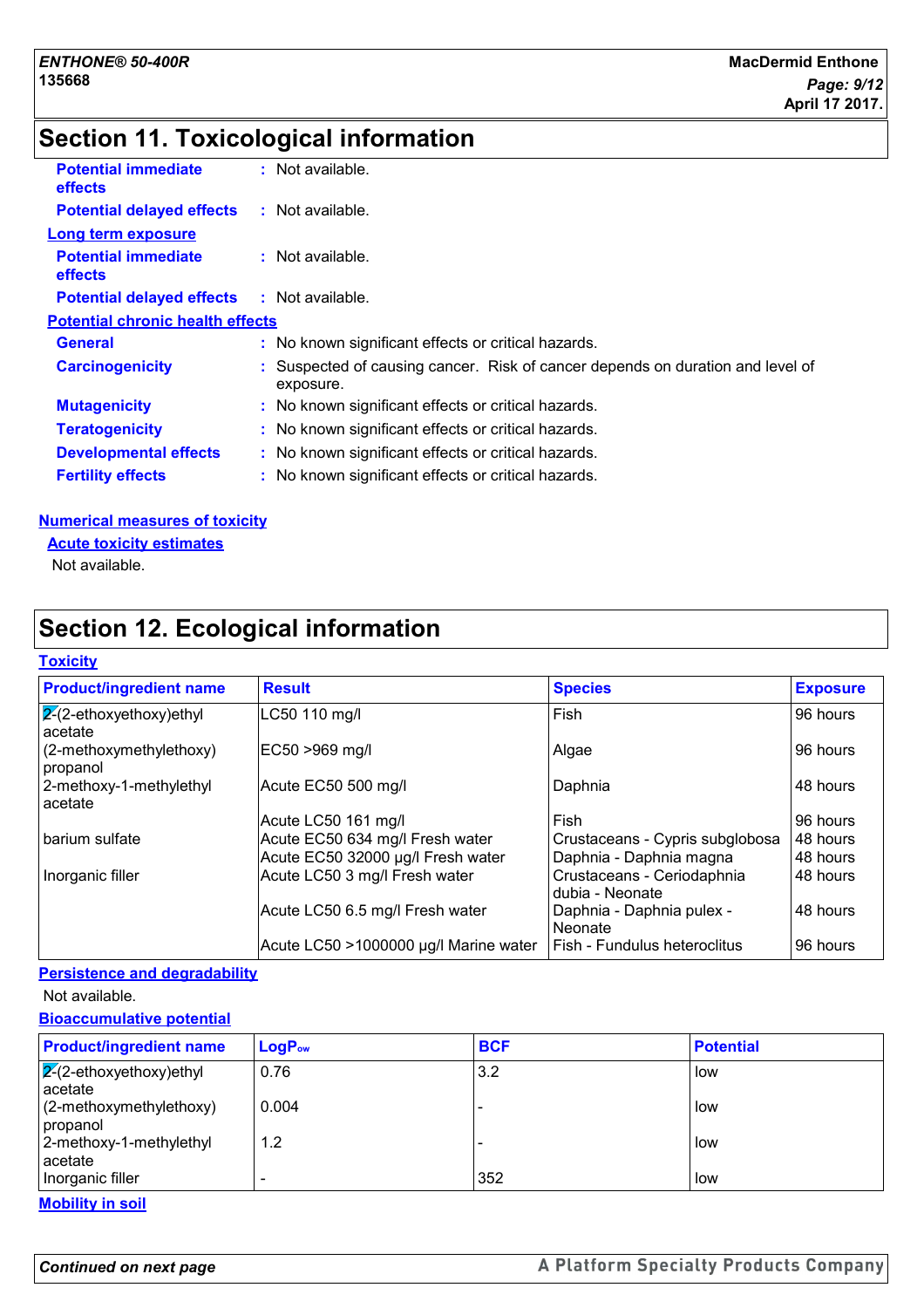## Section 11. Toxicological information

**Potential immediate effects** : Not available.

**Potential delayed effects** : Not available.

**Long term exposure**

**Potential immediate effects** : Not available.

**Potential delayed effects** : Not available.

**Potential chronic health effects**

**General** : No known significant effects or critical hazards.

**Carcinogenicity** : Suspected of causing cancer. Risk of cancer depends on duration and level of exposure.

**Mutagenicity** : No known significant effects or critical hazards.

**Teratogenicity** : No known significant effects or critical hazards.

**Developmental effects** : No known significant effects or critical hazards.

**Fertility effects** : No known significant effects or critical hazards.

**Numerical measures of toxicity**

**Acute toxicity estimates**

Not available.

## Section 12. Ecological information

**Toxicity**

| Product/ingredient name | Result | Species | Exposure |
|---|---|---|---|
| 2-(2-ethoxyethoxy)ethyl acetate | LC50 110 mg/l | Fish | 96 hours |
| (2-methoxymethylethoxy) propanol | EC50 >969 mg/l | Algae | 96 hours |
| 2-methoxy-1-methylethyl acetate | Acute EC50 500 mg/l | Daphnia | 48 hours |
| | Acute LC50 161 mg/l | Fish | 96 hours |
| barium sulfate | Acute EC50 634 mg/l Fresh water | Crustaceans - Cypris subglobosa | 48 hours |
| | Acute EC50 32000 µg/l Fresh water | Daphnia - Daphnia magna | 48 hours |
| Inorganic filler | Acute LC50 3 mg/l Fresh water | Crustaceans - Ceriodaphnia dubia - Neonate | 48 hours |
| | Acute LC50 6.5 mg/l Fresh water | Daphnia - Daphnia pulex - Neonate | 48 hours |
| | Acute LC50 >1000000 µg/l Marine water | Fish - Fundulus heteroclitus | 96 hours |

**Persistence and degradability**

Not available.

**Bioaccumulative potential**

| Product/ingredient name | $LogP_{ow}$ | BCF | Potential |
|---|---|---|---|
| 2-(2-ethoxyethoxy)ethyl acetate | 0.76 | 3.2 | low |
| (2-methoxymethylethoxy) propanol | 0.004 | - | low |
| 2-methoxy-1-methylethyl acetate | 1.2 | - | low |
| Inorganic filler | - | 352 | low |

**Mobility in soil**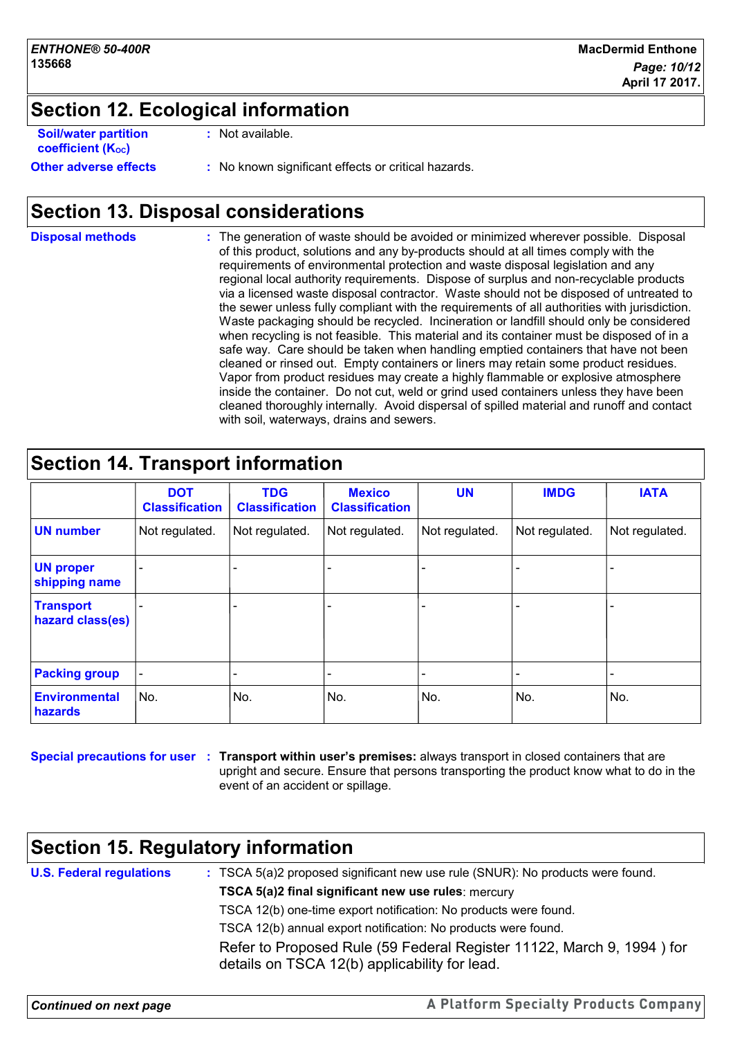## Section 12. Ecological information

**Soil/water partition coefficient ($K_{OC}$)** : Not available.

**Other adverse effects** : No known significant effects or critical hazards.

## Section 13. Disposal considerations

**Disposal methods** : The generation of waste should be avoided or minimized wherever possible. Disposal of this product, solutions and any by-products should at all times comply with the requirements of environmental protection and waste disposal legislation and any regional local authority requirements. Dispose of surplus and non-recyclable products via a licensed waste disposal contractor. Waste should not be disposed of untreated to the sewer unless fully compliant with the requirements of all authorities with jurisdiction. Waste packaging should be recycled. Incineration or landfill should only be considered when recycling is not feasible. This material and its container must be disposed of in a safe way. Care should be taken when handling emptied containers that have not been cleaned or rinsed out. Empty containers or liners may retain some product residues. Vapor from product residues may create a highly flammable or explosive atmosphere inside the container. Do not cut, weld or grind used containers unless they have been cleaned thoroughly internally. Avoid dispersal of spilled material and runoff and contact with soil, waterways, drains and sewers.

## Section 14. Transport information

| | DOT Classification | TDG Classification | Mexico Classification | UN | IMDG | IATA |
|---|---|---|---|---|---|---|
| **UN number** | Not regulated. | Not regulated. | Not regulated. | Not regulated. | Not regulated. | Not regulated. |
| **UN proper shipping name** | - | - | - | - | - | - |
| **Transport hazard class(es)** | - | - | - | - | - | - |
| **Packing group** | - | - | - | - | - | - |
| **Environmental hazards** | No. | No. | No. | No. | No. | No. |

**Special precautions for user** : **Transport within user's premises:** always transport in closed containers that are upright and secure. Ensure that persons transporting the product know what to do in the event of an accident or spillage.

## Section 15. Regulatory information

**U.S. Federal regulations** : TSCA 5(a)2 proposed significant new use rule (SNUR): No products were found.

**TSCA 5(a)2 final significant new use rules**: mercury

TSCA 12(b) one-time export notification: No products were found.

TSCA 12(b) annual export notification: No products were found.

Refer to Proposed Rule (59 Federal Register 11122, March 9, 1994 ) for details on TSCA 12(b) applicability for lead.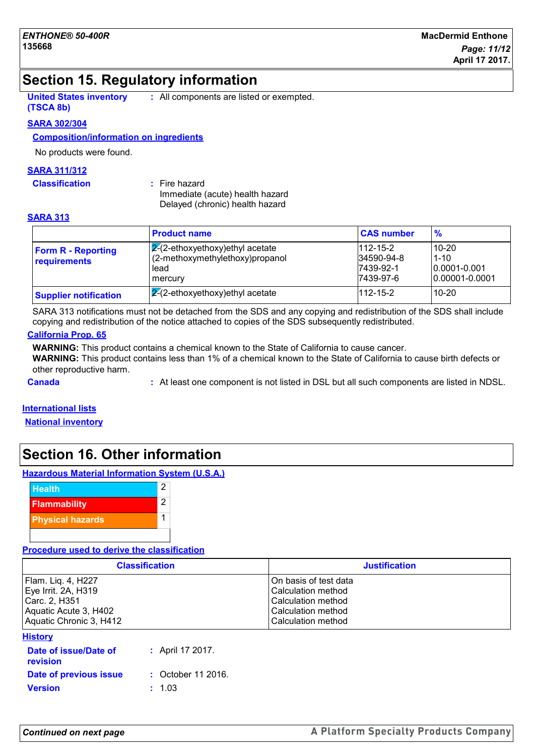# Section 15. Regulatory information

**United States inventory (TSCA 8b)** : All components are listed or exempted.

**SARA 302/304**

**Composition/information on ingredients**

No products were found.

**SARA 311/312**

**Classification** : Fire hazard
Immediate (acute) health hazard
Delayed (chronic) health hazard

**SARA 313**

| | Product name | CAS number | % |
|---|---|---|---|
| **Form R - Reporting requirements** | 2-(2-ethoxyethoxy)ethyl acetate<br>(2-methoxymethylethoxy)propanol<br>lead<br>mercury | 112-15-2<br>34590-94-8<br>7439-92-1<br>7439-97-6 | 10-20<br>1-10<br>0.0001-0.001<br>0.00001-0.0001 |
| **Supplier notification** | 2-(2-ethoxyethoxy)ethyl acetate | 112-15-2 | 10-20 |

SARA 313 notifications must not be detached from the SDS and any copying and redistribution of the SDS shall include copying and redistribution of the notice attached to copies of the SDS subsequently redistributed.

**California Prop. 65**

**WARNING:** This product contains a chemical known to the State of California to cause cancer.
**WARNING:** This product contains less than 1% of a chemical known to the State of California to cause birth defects or other reproductive harm.

**Canada** : At least one component is not listed in DSL but all such components are listed in NDSL.

**International lists**

**National inventory**

# Section 16. Other information

**Hazardous Material Information System (U.S.A.)**

| | |
|---|---|
| Health | 2 |
| Flammability | 2 |
| Physical hazards | 1 |

**Procedure used to derive the classification**

| Classification | Justification |
|---|---|
| Flam. Liq. 4, H227 | On basis of test data |
| Eye Irrit. 2A, H319 | Calculation method |
| Carc. 2, H351 | Calculation method |
| Aquatic Acute 3, H402 | Calculation method |
| Aquatic Chronic 3, H412 | Calculation method |

**History**

**Date of issue/Date of revision** : April 17 2017.

**Date of previous issue** : October 11 2016.

**Version** : 1.03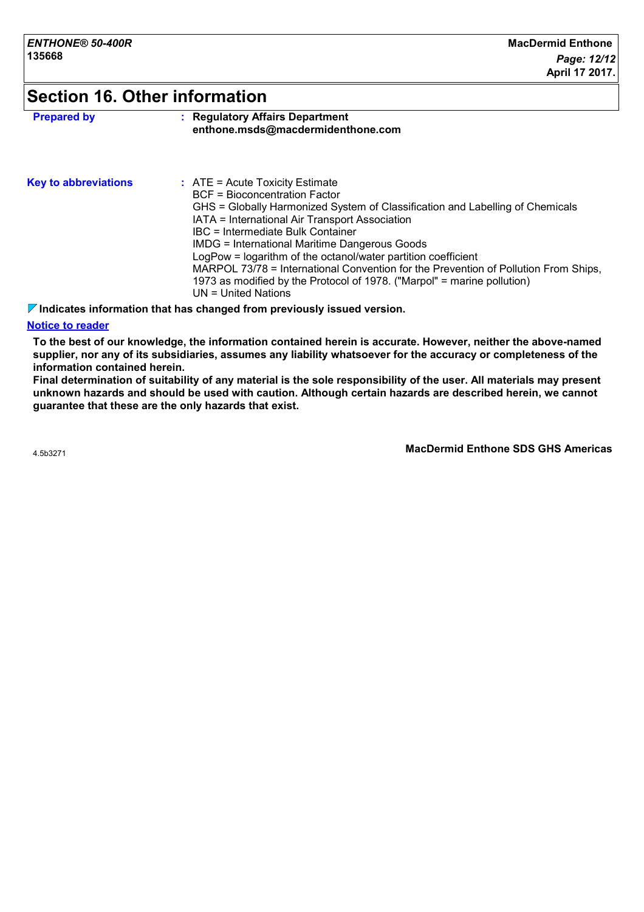## Section 16. Other information

**Prepared by** : **Regulatory Affairs Department**
**enthone.msds@macdermidenthone.com**

**Key to abbreviations** : ATE = Acute Toxicity Estimate
BCF = Bioconcentration Factor
GHS = Globally Harmonized System of Classification and Labelling of Chemicals
IATA = International Air Transport Association
IBC = Intermediate Bulk Container
IMDG = International Maritime Dangerous Goods
LogPow = logarithm of the octanol/water partition coefficient
MARPOL 73/78 = International Convention for the Prevention of Pollution From Ships, 1973 as modified by the Protocol of 1978. ("Marpol" = marine pollution)
UN = United Nations

**Indicates information that has changed from previously issued version.**

**Notice to reader**

**To the best of our knowledge, the information contained herein is accurate. However, neither the above-named supplier, nor any of its subsidiaries, assumes any liability whatsoever for the accuracy or completeness of the information contained herein.**
**Final determination of suitability of any material is the sole responsibility of the user. All materials may present unknown hazards and should be used with caution. Although certain hazards are described herein, we cannot guarantee that these are the only hazards that exist.**